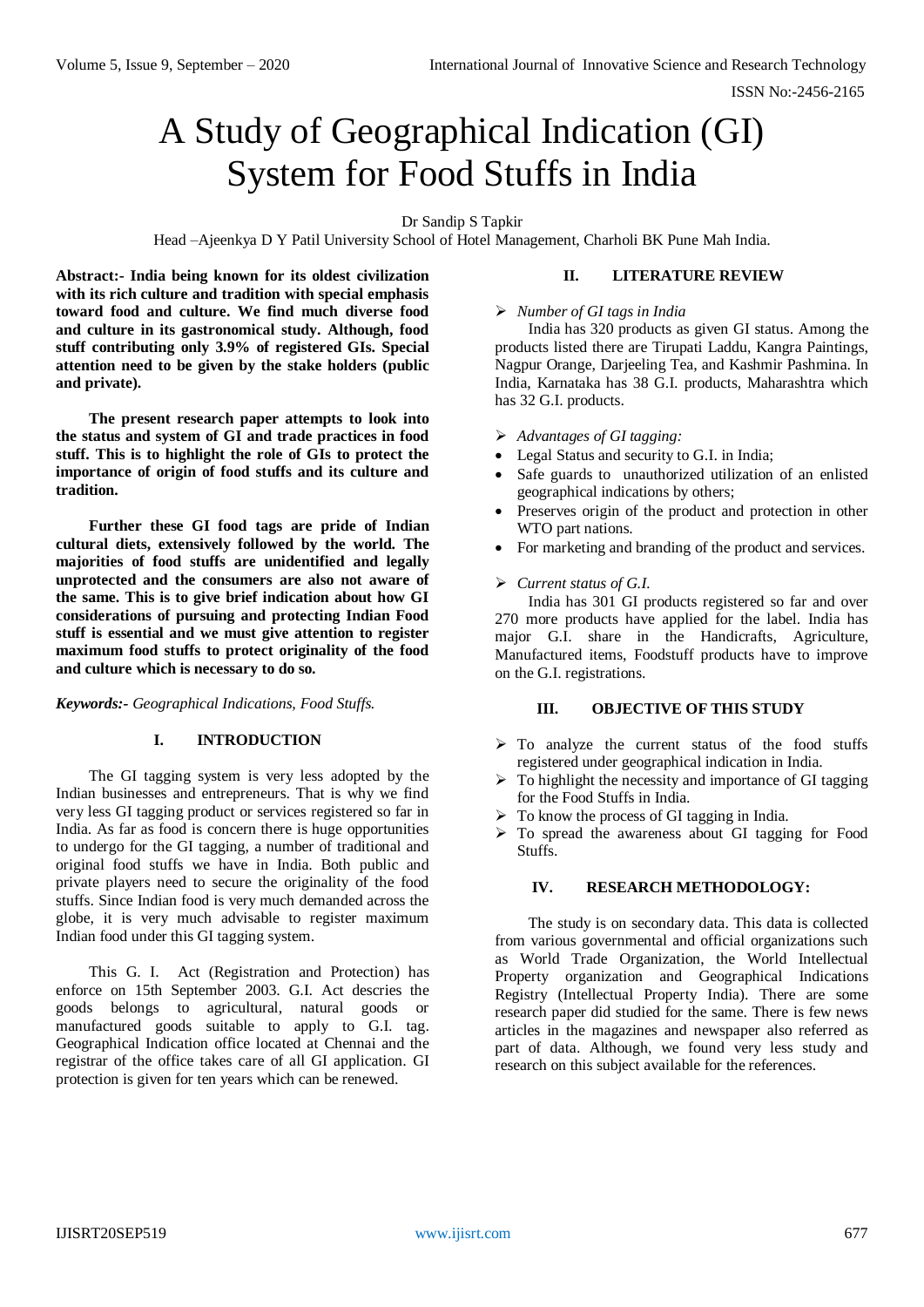# A Study of Geographical Indication (GI) System for Food Stuffs in India

Dr Sandip S Tapkir

Head –Ajeenkya D Y Patil University School of Hotel Management, Charholi BK Pune Mah India.

**Abstract:- India being known for its oldest civilization with its rich culture and tradition with special emphasis toward food and culture. We find much diverse food and culture in its gastronomical study. Although, food stuff contributing only 3.9% of registered GIs. Special attention need to be given by the stake holders (public and private).**

**The present research paper attempts to look into the status and system of GI and trade practices in food stuff. This is to highlight the role of GIs to protect the importance of origin of food stuffs and its culture and tradition.**

**Further these GI food tags are pride of Indian cultural diets, extensively followed by the world. The majorities of food stuffs are unidentified and legally unprotected and the consumers are also not aware of the same. This is to give brief indication about how GI considerations of pursuing and protecting Indian Food stuff is essential and we must give attention to register maximum food stuffs to protect originality of the food and culture which is necessary to do so.**

***Keywords:-*** *Geographical Indications, Food Stuffs.*

## I. INTRODUCTION

The GI tagging system is very less adopted by the Indian businesses and entrepreneurs. That is why we find very less GI tagging product or services registered so far in India. As far as food is concern there is huge opportunities to undergo for the GI tagging, a number of traditional and original food stuffs we have in India. Both public and private players need to secure the originality of the food stuffs. Since Indian food is very much demanded across the globe, it is very much advisable to register maximum Indian food under this GI tagging system.

This G. I. Act (Registration and Protection) has enforce on 15th September 2003. G.I. Act descries the goods belongs to agricultural, natural goods or manufactured goods suitable to apply to G.I. tag. Geographical Indication office located at Chennai and the registrar of the office takes care of all GI application. GI protection is given for ten years which can be renewed.

## II. LITERATURE REVIEW

- *Number of GI tags in India*

India has 320 products as given GI status. Among the products listed there are Tirupati Laddu, Kangra Paintings, Nagpur Orange, Darjeeling Tea, and Kashmir Pashmina. In India, Karnataka has 38 G.I. products, Maharashtra which has 32 G.I. products.

- *Advantages of GI tagging:*
  - Legal Status and security to G.I. in India;
  - Safe guards to unauthorized utilization of an enlisted geographical indications by others;
  - Preserves origin of the product and protection in other WTO part nations.
  - For marketing and branding of the product and services.

- *Current status of G.I.*

India has 301 GI products registered so far and over 270 more products have applied for the label. India has major G.I. share in the Handicrafts, Agriculture, Manufactured items, Foodstuff products have to improve on the G.I. registrations.

## III. OBJECTIVE OF THIS STUDY

- To analyze the current status of the food stuffs registered under geographical indication in India.
- To highlight the necessity and importance of GI tagging for the Food Stuffs in India.
- To know the process of GI tagging in India.
- To spread the awareness about GI tagging for Food Stuffs.

## IV. RESEARCH METHODOLOGY:

The study is on secondary data. This data is collected from various governmental and official organizations such as World Trade Organization, the World Intellectual Property organization and Geographical Indications Registry (Intellectual Property India). There are some research paper did studied for the same. There is few news articles in the magazines and newspaper also referred as part of data. Although, we found very less study and research on this subject available for the references.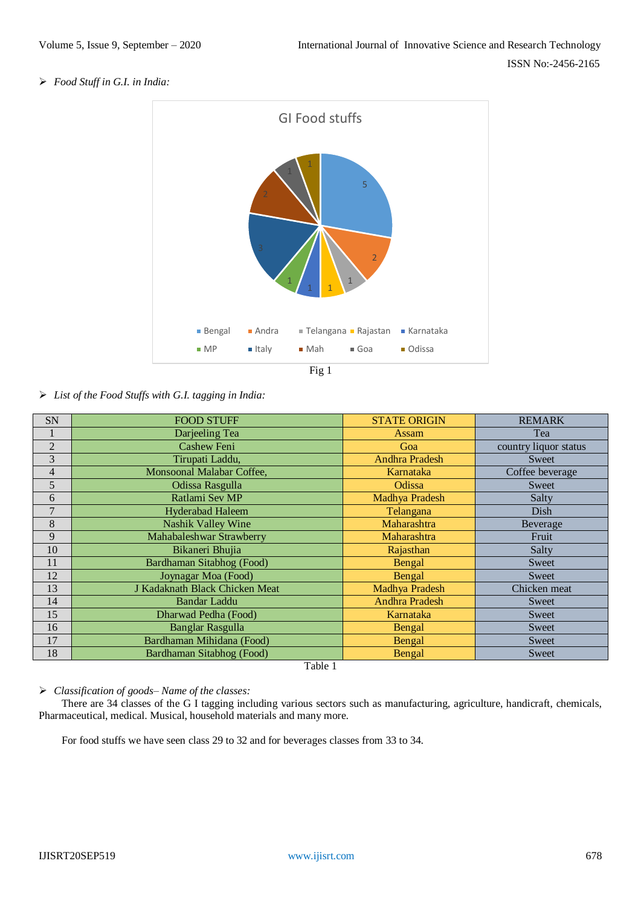- *Food Stuff in G.I. in India:*

Fig 1

- *List of the Food Stuffs with G.I. tagging in India:*

| SN | FOOD STUFF | STATE ORIGIN | REMARK |
|---|---|---|---|
| 1 | Darjeeling Tea | Assam | Tea |
| 2 | Cashew Feni | Goa | country liquor status |
| 3 | Tirupati Laddu, | Andhra Pradesh | Sweet |
| 4 | Monsoonal Malabar Coffee, | Karnataka | Coffee beverage |
| 5 | Odissa Rasgulla | Odissa | Sweet |
| 6 | Ratlami Sev MP | Madhya Pradesh | Salty |
| 7 | Hyderabad Haleem | Telangana | Dish |
| 8 | Nashik Valley Wine | Maharashtra | Beverage |
| 9 | Mahabaleshwar Strawberry | Maharashtra | Fruit |
| 10 | Bikaneri Bhujia | Rajasthan | Salty |
| 11 | Bardhaman Sitabhog (Food) | Bengal | Sweet |
| 12 | Joynagar Moa (Food) | Bengal | Sweet |
| 13 | J Kadaknath Black Chicken Meat | Madhya Pradesh | Chicken meat |
| 14 | Bandar Laddu | Andhra Pradesh | Sweet |
| 15 | Dharwad Pedha (Food) | Karnataka | Sweet |
| 16 | Banglar Rasgulla | Bengal | Sweet |
| 17 | Bardhaman Mihidana (Food) | Bengal | Sweet |
| 18 | Bardhaman Sitabhog (Food) | Bengal | Sweet |

Table 1

- *Classification of goods– Name of the classes:*

There are 34 classes of the G I tagging including various sectors such as manufacturing, agriculture, handicraft, chemicals, Pharmaceutical, medical. Musical, household materials and many more.

For food stuffs we have seen class 29 to 32 and for beverages classes from 33 to 34.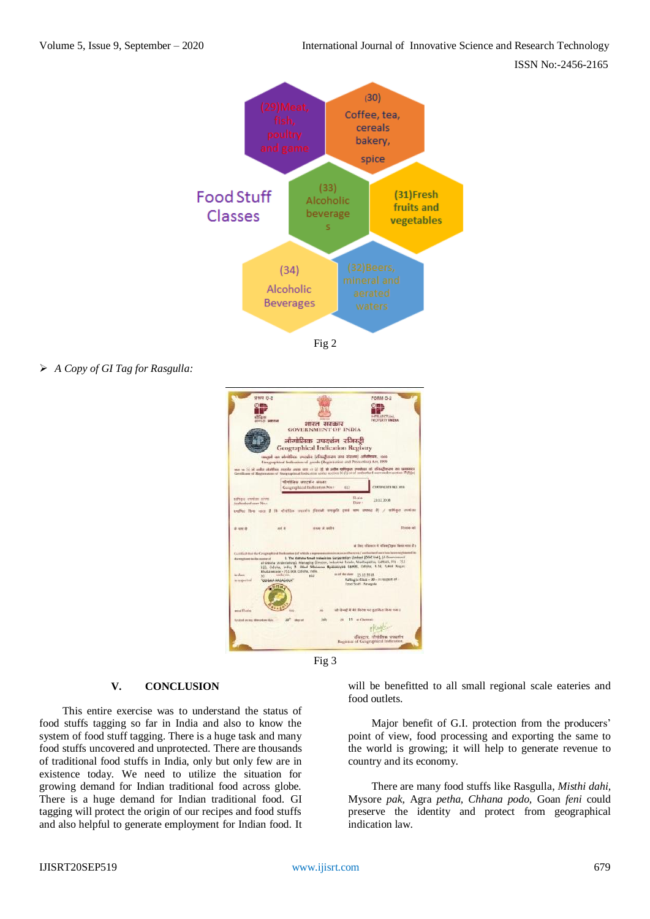Fig 2

➢ *A Copy of GI Tag for Rasgulla:*

Fig 3

## V. CONCLUSION

This entire exercise was to understand the status of food stuffs tagging so far in India and also to know the system of food stuff tagging. There is a huge task and many food stuffs uncovered and unprotected. There are thousands of traditional food stuffs in India, only but only few are in existence today. We need to utilize the situation for growing demand for Indian traditional food across globe. There is a huge demand for Indian traditional food. GI tagging will protect the origin of our recipes and food stuffs and also helpful to generate employment for Indian food. It will be benefitted to all small regional scale eateries and food outlets.

Major benefit of G.I. protection from the producers' point of view, food processing and exporting the same to the world is growing; it will help to generate revenue to country and its economy.

There are many food stuffs like Rasgulla, *Misthi dahi*, Mysore *pak*, Agra *petha*, *Chhana podo*, Goan *feni* could preserve the identity and protect from geographical indication law.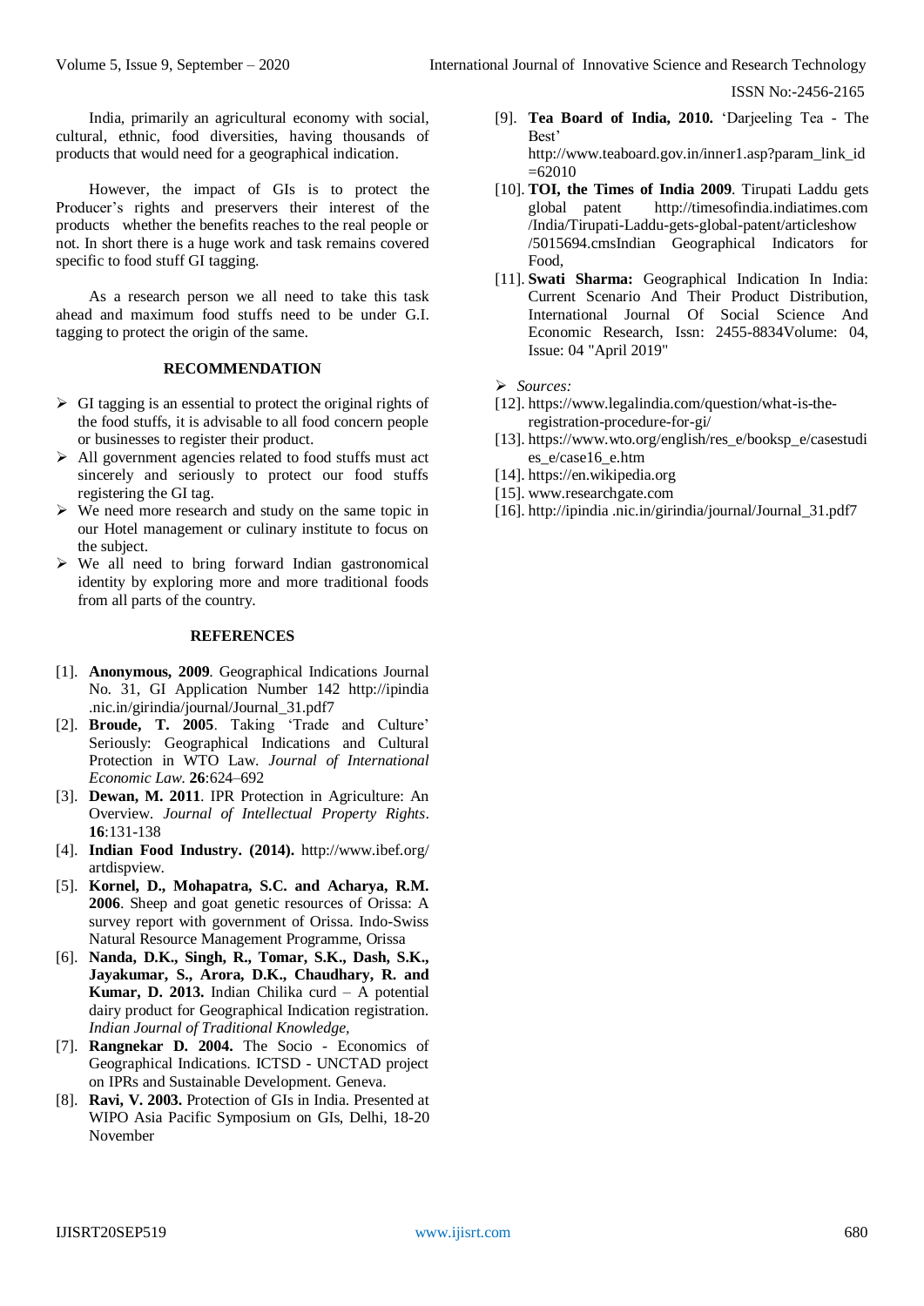India, primarily an agricultural economy with social, cultural, ethnic, food diversities, having thousands of products that would need for a geographical indication.

However, the impact of GIs is to protect the Producer's rights and preservers their interest of the products whether the benefits reaches to the real people or not. In short there is a huge work and task remains covered specific to food stuff GI tagging.

As a research person we all need to take this task ahead and maximum food stuffs need to be under G.I. tagging to protect the origin of the same.

## RECOMMENDATION

- GI tagging is an essential to protect the original rights of the food stuffs, it is advisable to all food concern people or businesses to register their product.
- All government agencies related to food stuffs must act sincerely and seriously to protect our food stuffs registering the GI tag.
- We need more research and study on the same topic in our Hotel management or culinary institute to focus on the subject.
- We all need to bring forward Indian gastronomical identity by exploring more and more traditional foods from all parts of the country.

## REFERENCES

[1]. **Anonymous, 2009**. Geographical Indications Journal No. 31, GI Application Number 142 http://ipindia .nic.in/girindia/journal/Journal_31.pdf7

[2]. **Broude, T. 2005**. Taking 'Trade and Culture' Seriously: Geographical Indications and Cultural Protection in WTO Law. *Journal of International Economic Law.* **26**:624–692

[3]. **Dewan, M. 2011**. IPR Protection in Agriculture: An Overview. *Journal of Intellectual Property Rights*. **16**:131-138

[4]. **Indian Food Industry. (2014).** http://www.ibef.org/ artdispview.

[5]. **Kornel, D., Mohapatra, S.C. and Acharya, R.M. 2006**. Sheep and goat genetic resources of Orissa: A survey report with government of Orissa. Indo-Swiss Natural Resource Management Programme, Orissa

[6]. **Nanda, D.K., Singh, R., Tomar, S.K., Dash, S.K., Jayakumar, S., Arora, D.K., Chaudhary, R. and Kumar, D. 2013.** Indian Chilika curd – A potential dairy product for Geographical Indication registration. *Indian Journal of Traditional Knowledge,*

[7]. **Rangnekar D. 2004.** The Socio - Economics of Geographical Indications. ICTSD - UNCTAD project on IPRs and Sustainable Development. Geneva.

[8]. **Ravi, V. 2003.** Protection of GIs in India. Presented at WIPO Asia Pacific Symposium on GIs, Delhi, 18-20 November

[9]. **Tea Board of India, 2010.** 'Darjeeling Tea - The Best' http://www.teaboard.gov.in/inner1.asp?param_link_id =62010

[10]. **TOI, the Times of India 2009**. Tirupati Laddu gets global patent http://timesofindia.indiatimes.com /India/Tirupati-Laddu-gets-global-patent/articleshow /5015694.cmsIndian Geographical Indicators for Food,

[11]. **Swati Sharma:** Geographical Indication In India: Current Scenario And Their Product Distribution, International Journal Of Social Science And Economic Research, Issn: 2455-8834Volume: 04, Issue: 04 "April 2019"

- *Sources:*

[12]. https://www.legalindia.com/question/what-is-the-registration-procedure-for-gi/

[13]. https://www.wto.org/english/res_e/booksp_e/casestudies_e/case16_e.htm

[14]. https://en.wikipedia.org

[15]. www.researchgate.com

[16]. http://ipindia .nic.in/girindia/journal/Journal_31.pdf7